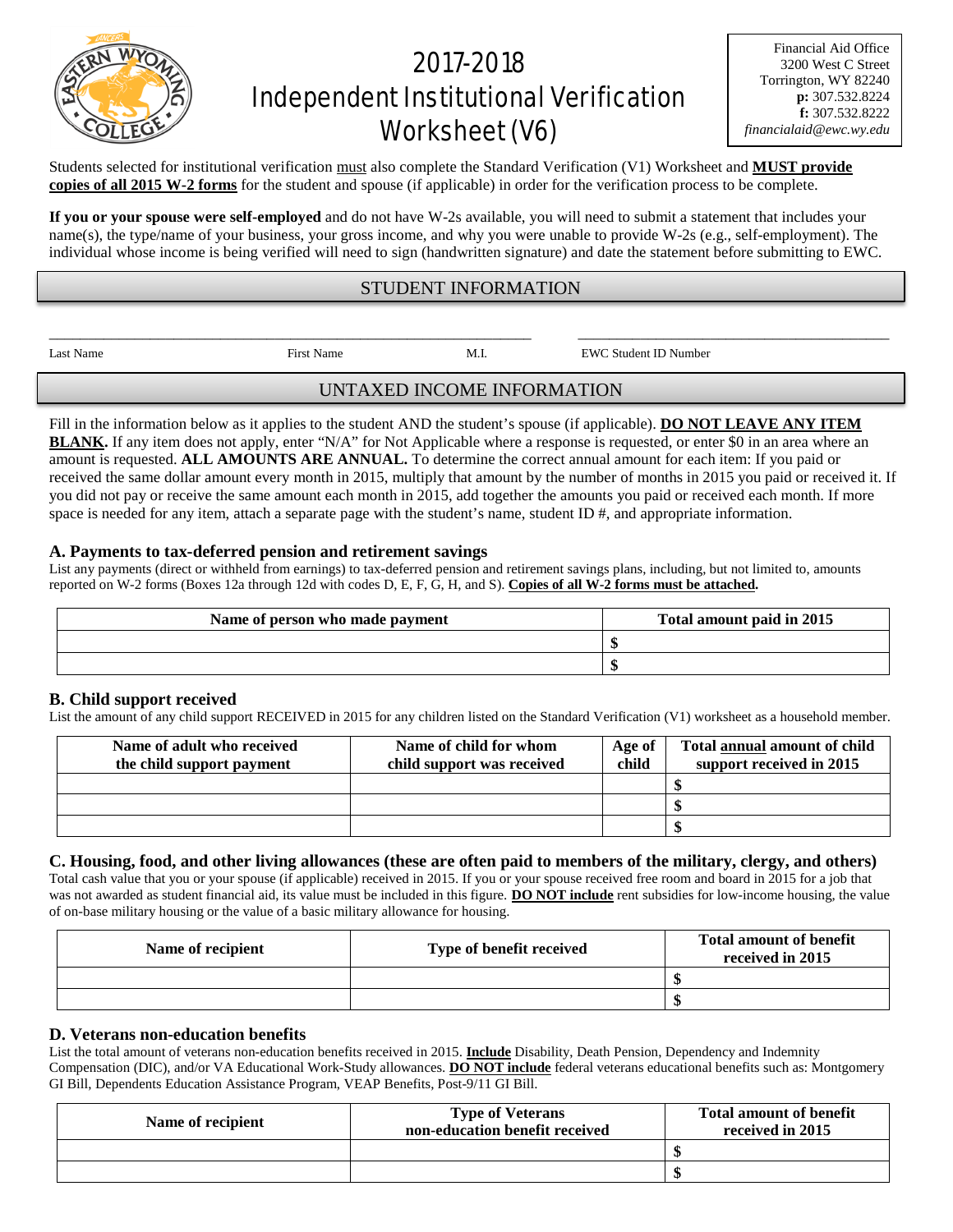# 2017-2018 Independent Institutional Verification Worksheet (V6)

Financial Aid Office
3200 West C Street
Torrington, WY 82240
**p:** 307.532.8224
**f:** 307.532.8222
*financialaid@ewc.wy.edu*

Students selected for institutional verification must also complete the Standard Verification (V1) Worksheet and **MUST provide copies of all 2015 W-2 forms** for the student and spouse (if applicable) in order for the verification process to be complete.

**If you or your spouse were self-employed** and do not have W-2s available, you will need to submit a statement that includes your name(s), the type/name of your business, your gross income, and why you were unable to provide W-2s (e.g., self-employment). The individual whose income is being verified will need to sign (handwritten signature) and date the statement before submitting to EWC.

## STUDENT INFORMATION

Last Name ______ First Name ______ M.I. ______ EWC Student ID Number ______

## UNTAXED INCOME INFORMATION

Fill in the information below as it applies to the student AND the student's spouse (if applicable). **DO NOT LEAVE ANY ITEM BLANK.** If any item does not apply, enter "N/A" for Not Applicable where a response is requested, or enter $0 in an area where an amount is requested. **ALL AMOUNTS ARE ANNUAL.** To determine the correct annual amount for each item: If you paid or received the same dollar amount every month in 2015, multiply that amount by the number of months in 2015 you paid or received it. If you did not pay or receive the same amount each month in 2015, add together the amounts you paid or received each month. If more space is needed for any item, attach a separate page with the student's name, student ID #, and appropriate information.

### A. Payments to tax-deferred pension and retirement savings

List any payments (direct or withheld from earnings) to tax-deferred pension and retirement savings plans, including, but not limited to, amounts reported on W-2 forms (Boxes 12a through 12d with codes D, E, F, G, H, and S). **Copies of all W-2 forms must be attached.**

| Name of person who made payment | Total amount paid in 2015 |
|---|---|
| | $ |
| | $ |

### B. Child support received

List the amount of any child support RECEIVED in 2015 for any children listed on the Standard Verification (V1) worksheet as a household member.

| Name of adult who received the child support payment | Name of child for whom child support was received | Age of child | Total annual amount of child support received in 2015 |
|---|---|---|---|
| | | | $ |
| | | | $ |
| | | | $ |

### C. Housing, food, and other living allowances (these are often paid to members of the military, clergy, and others)

Total cash value that you or your spouse (if applicable) received in 2015. If you or your spouse received free room and board in 2015 for a job that was not awarded as student financial aid, its value must be included in this figure. **DO NOT include** rent subsidies for low-income housing, the value of on-base military housing or the value of a basic military allowance for housing.

| Name of recipient | Type of benefit received | Total amount of benefit received in 2015 |
|---|---|---|
| | | $ |
| | | $ |

### D. Veterans non-education benefits

List the total amount of veterans non-education benefits received in 2015. **Include** Disability, Death Pension, Dependency and Indemnity Compensation (DIC), and/or VA Educational Work-Study allowances. **DO NOT include** federal veterans educational benefits such as: Montgomery GI Bill, Dependents Education Assistance Program, VEAP Benefits, Post-9/11 GI Bill.

| Name of recipient | Type of Veterans non-education benefit received | Total amount of benefit received in 2015 |
|---|---|---|
| | | $ |
| | | $ |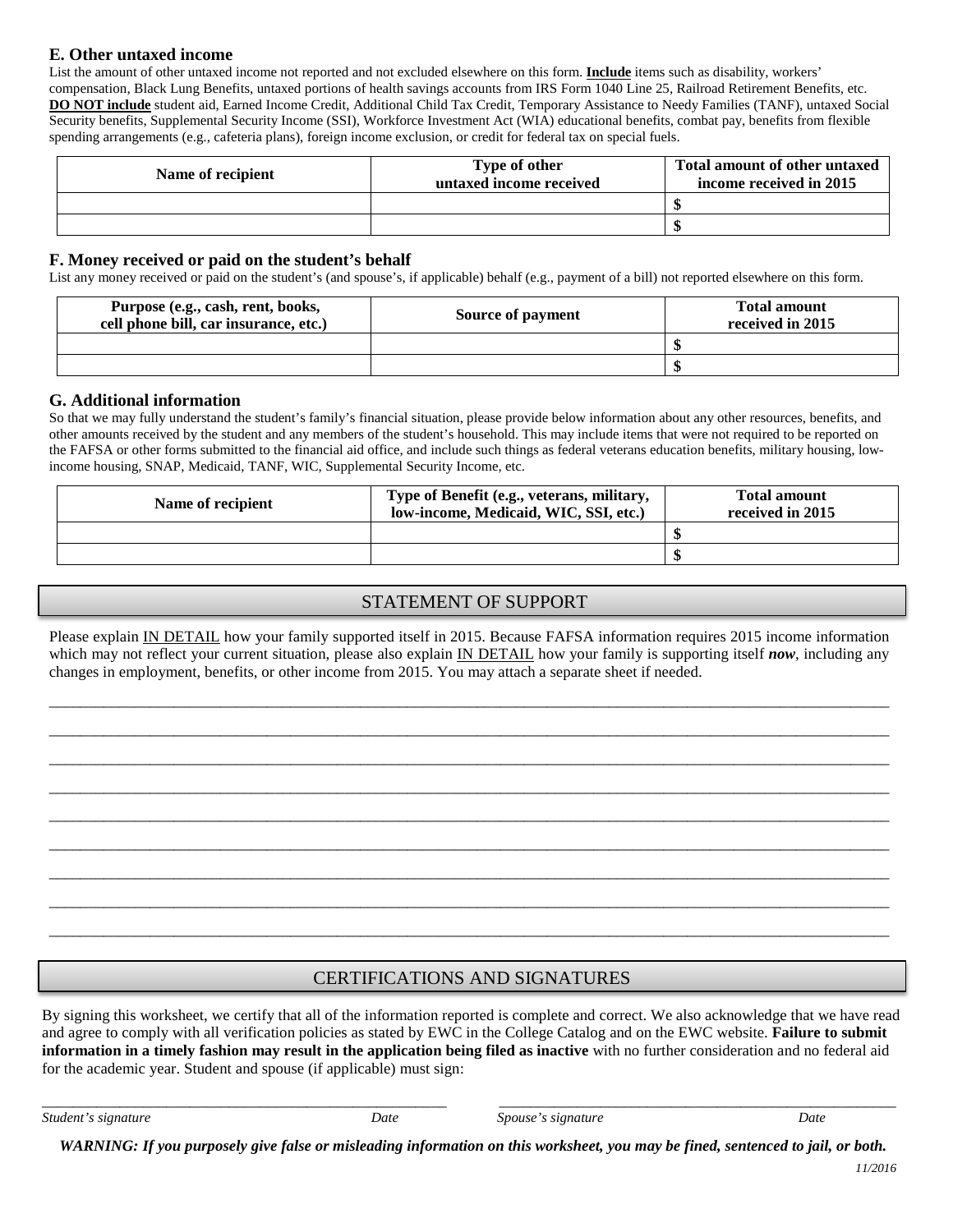### E. Other untaxed income

List the amount of other untaxed income not reported and not excluded elsewhere on this form. **Include** items such as disability, workers' compensation, Black Lung Benefits, untaxed portions of health savings accounts from IRS Form 1040 Line 25, Railroad Retirement Benefits, etc. **DO NOT include** student aid, Earned Income Credit, Additional Child Tax Credit, Temporary Assistance to Needy Families (TANF), untaxed Social Security benefits, Supplemental Security Income (SSI), Workforce Investment Act (WIA) educational benefits, combat pay, benefits from flexible spending arrangements (e.g., cafeteria plans), foreign income exclusion, or credit for federal tax on special fuels.

| Name of recipient | Type of other untaxed income received | Total amount of other untaxed income received in 2015 |
|---|---|---|
| | | $ |
| | | $ |

### F. Money received or paid on the student's behalf

List any money received or paid on the student's (and spouse's, if applicable) behalf (e.g., payment of a bill) not reported elsewhere on this form.

| Purpose (e.g., cash, rent, books, cell phone bill, car insurance, etc.) | Source of payment | Total amount received in 2015 |
|---|---|---|
| | | $ |
| | | $ |

### G. Additional information

So that we may fully understand the student's family's financial situation, please provide below information about any other resources, benefits, and other amounts received by the student and any members of the student's household. This may include items that were not required to be reported on the FAFSA or other forms submitted to the financial aid office, and include such things as federal veterans education benefits, military housing, low-income housing, SNAP, Medicaid, TANF, WIC, Supplemental Security Income, etc.

| Name of recipient | Type of Benefit (e.g., veterans, military, low-income, Medicaid, WIC, SSI, etc.) | Total amount received in 2015 |
|---|---|---|
| | | $ |
| | | $ |

## STATEMENT OF SUPPORT

Please explain IN DETAIL how your family supported itself in 2015. Because FAFSA information requires 2015 income information which may not reflect your current situation, please also explain IN DETAIL how your family is supporting itself ***now***, including any changes in employment, benefits, or other income from 2015. You may attach a separate sheet if needed.

______________________________________________________________________________________________

______________________________________________________________________________________________

______________________________________________________________________________________________

______________________________________________________________________________________________

______________________________________________________________________________________________

______________________________________________________________________________________________

______________________________________________________________________________________________

______________________________________________________________________________________________

______________________________________________________________________________________________

## CERTIFICATIONS AND SIGNATURES

By signing this worksheet, we certify that all of the information reported is complete and correct. We also acknowledge that we have read and agree to comply with all verification policies as stated by EWC in the College Catalog and on the EWC website. **Failure to submit information in a timely fashion may result in the application being filed as inactive** with no further consideration and no federal aid for the academic year. Student and spouse (if applicable) must sign:

_______________________________________________ _______________________________________________

*Student's signature* *Date* *Spouse's signature* *Date*

***WARNING: If you purposely give false or misleading information on this worksheet, you may be fined, sentenced to jail, or both.***

*11/2016*